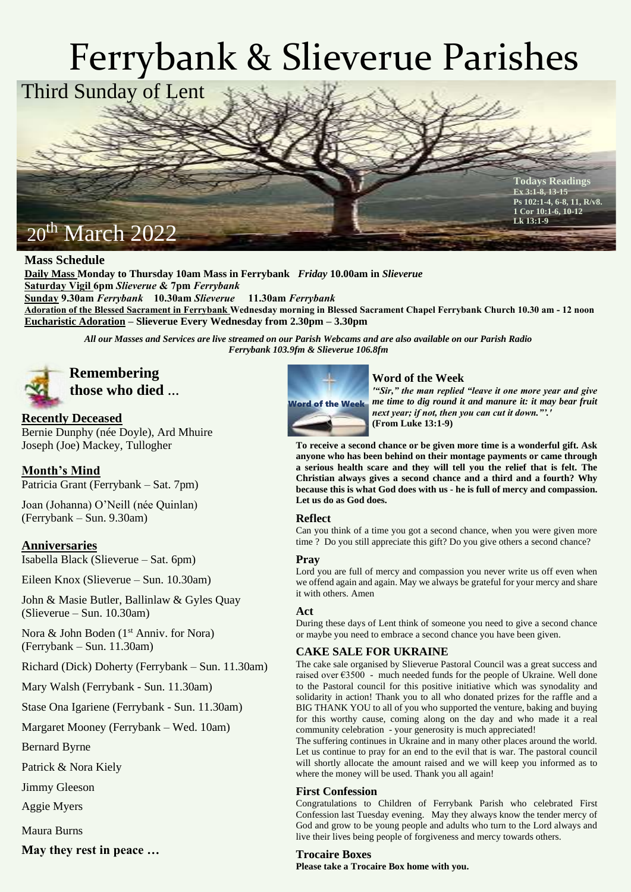# Ferrybank & Slieverue Parishes

## Third Sunday of Lent

20th March 2022

**Todays Readings**
**Ex 3:1-8, 13-15**
**Ps 102:1-4, 6-8, 11, R/v8.**
**1 Cor 10:1-6, 10-12**
**Lk 13:1-9**

**Mass Schedule**

**Daily Mass Monday to Thursday 10am Mass in Ferrybank** ***Friday*** **10.00am in** ***Slieverue***
**Saturday Vigil 6pm** ***Slieverue*** **& 7pm** ***Ferrybank***
**Sunday 9.30am** ***Ferrybank*** **10.30am** ***Slieverue*** **11.30am** ***Ferrybank***
**Adoration of the Blessed Sacrament in Ferrybank Wednesday morning in Blessed Sacrament Chapel Ferrybank Church 10.30 am - 12 noon**
**Eucharistic Adoration – Slieverue Every Wednesday from 2.30pm – 3.30pm**

***All our Masses and Services are live streamed on our Parish Webcams and are also available on our Parish Radio Ferrybank 103.9fm & Slieverue 106.8fm***

## Remembering those who died …

### Recently Deceased

Bernie Dunphy (née Doyle), Ard Mhuire
Joseph (Joe) Mackey, Tullogher

### Month's Mind

Patricia Grant (Ferrybank – Sat. 7pm)

Joan (Johanna) O'Neill (née Quinlan) (Ferrybank – Sun. 9.30am)

### Anniversaries

Isabella Black (Slieverue – Sat. 6pm)

Eileen Knox (Slieverue – Sun. 10.30am)

John & Masie Butler, Ballinlaw & Gyles Quay (Slieverue – Sun. 10.30am)

Nora & John Boden (1st Anniv. for Nora) (Ferrybank – Sun. 11.30am)

Richard (Dick) Doherty (Ferrybank – Sun. 11.30am)

Mary Walsh (Ferrybank - Sun. 11.30am)

Stase Ona Igariene (Ferrybank - Sun. 11.30am)

Margaret Mooney (Ferrybank – Wed. 10am)

Bernard Byrne

Patrick & Nora Kiely

Jimmy Gleeson

Aggie Myers

Maura Burns

**May they rest in peace …**

### Word of the Week

***'"Sir," the man replied "leave it one more year and give me time to dig round it and manure it: it may bear fruit next year; if not, then you can cut it down."'.'***
**(From Luke 13:1-9)**

**To receive a second chance or be given more time is a wonderful gift. Ask anyone who has been behind on their montage payments or came through a serious health scare and they will tell you the relief that is felt. The Christian always gives a second chance and a third and a fourth? Why because this is what God does with us - he is full of mercy and compassion. Let us do as God does.**

### Reflect

Can you think of a time you got a second chance, when you were given more time ? Do you still appreciate this gift? Do you give others a second chance?

### Pray

Lord you are full of mercy and compassion you never write us off even when we offend again and again. May we always be grateful for your mercy and share it with others. Amen

### Act

During these days of Lent think of someone you need to give a second chance or maybe you need to embrace a second chance you have been given.

### CAKE SALE FOR UKRAINE

The cake sale organised by Slieverue Pastoral Council was a great success and raised over €3500 - much needed funds for the people of Ukraine. Well done to the Pastoral council for this positive initiative which was synodality and solidarity in action! Thank you to all who donated prizes for the raffle and a BIG THANK YOU to all of you who supported the venture, baking and buying for this worthy cause, coming along on the day and who made it a real community celebration - your generosity is much appreciated!

The suffering continues in Ukraine and in many other places around the world. Let us continue to pray for an end to the evil that is war. The pastoral council will shortly allocate the amount raised and we will keep you informed as to where the money will be used. Thank you all again!

### First Confession

Congratulations to Children of Ferrybank Parish who celebrated First Confession last Tuesday evening. May they always know the tender mercy of God and grow to be young people and adults who turn to the Lord always and live their lives being people of forgiveness and mercy towards others.

### Trocaire Boxes

**Please take a Trocaire Box home with you.**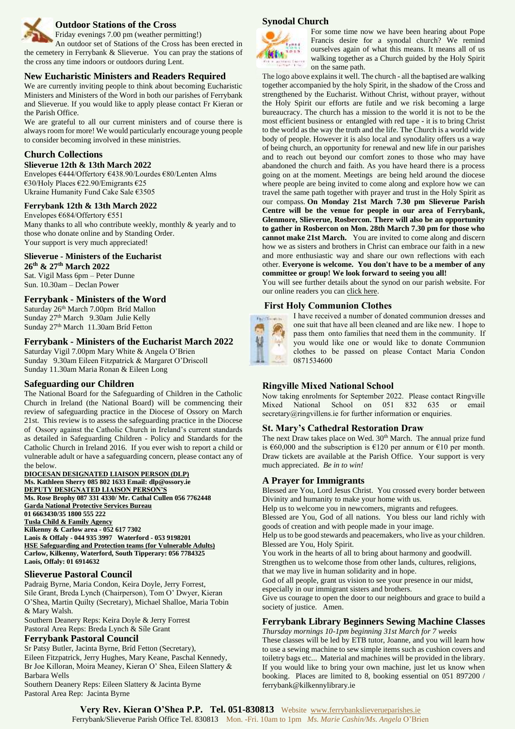## Outdoor Stations of the Cross

Friday evenings 7.00 pm (weather permitting!)

An outdoor set of Stations of the Cross has been erected in the cemetery in Ferrybank & Slieverue. You can pray the stations of the cross any time indoors or outdoors during Lent.

## New Eucharistic Ministers and Readers Required

We are currently inviting people to think about becoming Eucharistic Ministers and Ministers of the Word in both our parishes of Ferrybank and Slieverue. If you would like to apply please contact Fr Kieran or the Parish Office.

We are grateful to all our current ministers and of course there is always room for more! We would particularly encourage young people to consider becoming involved in these ministries.

## Church Collections

### Slieverue 12th & 13th March 2022

Envelopes €444/Offertory €438.90/Lourdes €80/Lenten Alms €30/Holy Places €22.90/Emigrants €25
Ukraine Humanity Fund Cake Sale €3505

### Ferrybank 12th & 13th March 2022

Envelopes €684/Offertory €551
Many thanks to all who contribute weekly, monthly & yearly and to those who donate online and by Standing Order.
Your support is very much appreciated!

### Slieverue - Ministers of the Eucharist 26th & 27th March 2022

Sat. Vigil Mass 6pm – Peter Dunne
Sun. 10.30am – Declan Power

## Ferrybank - Ministers of the Word

Saturday 26th March 7.00pm Bríd Mallon
Sunday 27th March 9.30am Julie Kelly
Sunday 27th March 11.30am Bríd Fetton

## Ferrybank - Ministers of the Eucharist March 2022

Saturday Vigil 7.00pm Mary White & Angela O'Brien
Sunday 9.30am Eileen Fitzpatrick & Margaret O'Driscoll
Sunday 11.30am Maria Ronan & Eileen Long

## Safeguarding our Children

The National Board for the Safeguarding of Children in the Catholic Church in Ireland (the National Board) will be commencing their review of safeguarding practice in the Diocese of Ossory on March 21st. This review is to assess the safeguarding practice in the Diocese of Ossory against the Catholic Church in Ireland's current standards as detailed in Safeguarding Children - Policy and Standards for the Catholic Church in Ireland 2016. If you ever wish to report a child or vulnerable adult or have a safeguarding concern, please contact any of the below.

**DIOCESAN DESIGNATED LIAISON PERSON (DLP)**
**Ms. Kathleen Sherry 085 802 1633 Email: dlp@ossory.ie**
**DEPUTY DESIGNATED LIAISON PERSON'S**
**Ms. Rose Brophy 087 331 4330/ Mr. Cathal Cullen 056 7762448**
**Garda National Protective Services Bureau**
**01 6663430/35 1800 555 222**
**Tusla Child & Family Agency**
**Kilkenny & Carlow area - 052 617 7302**
**Laois & Offaly - 044 935 3997 Waterford - 053 9198201**
**HSE Safeguarding and Protection teams (for Vulnerable Adults)**
**Carlow, Kilkenny, Waterford, South Tipperary: 056 7784325**
**Laois, Offaly: 01 6914632**

## Slieverue Pastoral Council

Padraig Byrne, Maria Condon, Keira Doyle, Jerry Forrest, Sile Grant, Breda Lynch (Chairperson), Tom O' Dwyer, Kieran O'Shea, Martin Quilty (Secretary), Michael Shalloe, Maria Tobin & Mary Walsh.
Southern Deanery Reps: Keira Doyle & Jerry Forrest
Pastoral Area Reps: Breda Lynch & Síle Grant

## Ferrybank Pastoral Council

Sr Patsy Butler, Jacinta Byrne, Bríd Fetton (Secretary), Eileen Fitzpatrick, Jerry Hughes, Mary Keane, Paschal Kennedy, Br Joe Killoran, Moira Meaney, Kieran O' Shea, Eileen Slattery & Barbara Wells
Southern Deanery Reps: Eileen Slattery & Jacinta Byrne
Pastoral Area Rep: Jacinta Byrne

## Synodal Church

For some time now we have been hearing about Pope Francis desire for a synodal church? We remind ourselves again of what this means. It means all of us walking together as a Church guided by the Holy Spirit on the same path.

The logo above explains it well. The church - all the baptised are walking together accompanied by the holy Spirit, in the shadow of the Cross and strengthened by the Eucharist. Without Christ, without prayer, without the Holy Spirit our efforts are futile and we risk becoming a large bureaucracy. The church has a mission to the world it is not to be the most efficient business or entangled with red tape - it is to bring Christ to the world as the way the truth and the life. The Church is a world wide body of people. However it is also local and synodality offers us a way of being church, an opportunity for renewal and new life in our parishes and to reach out beyond our comfort zones to those who may have abandoned the church and faith. As you have heard there is a process going on at the moment. Meetings are being held around the diocese where people are being invited to come along and explore how we can travel the same path together with prayer and trust in the Holy Spirit as our compass. **On Monday 21st March 7.30 pm Slieverue Parish Centre will be the venue for people in our area of Ferrybank, Glenmore, Slieverue, Rosbercon. There will also be an opportunity to gather in Rosbercon on Mon. 28th March 7.30 pm for those who cannot make 21st March.** You are invited to come along and discern how we as sisters and brothers in Christ can embrace our faith in a new and more enthusiastic way and share our own reflections with each other. **Everyone is welcome. You don't have to be a member of any committee or group! We look forward to seeing you all!**

You will see further details about the synod on our parish website. For our online readers you can click here.

## First Holy Communion Clothes

I have received a number of donated communion dresses and one suit that have all been cleaned and are like new. I hope to pass them onto families that need them in the community. If you would like one or would like to donate Communion clothes to be passed on please Contact Maria Condon 0871534600

## Ringville Mixed National School

Now taking enrolments for September 2022. Please contact Ringville Mixed National School on 051 832 635 or email secretary@ringvillens.ie for further information or enquiries.

## St. Mary's Cathedral Restoration Draw

The next Draw takes place on Wed. 30th March. The annual prize fund is €60,000 and the subscription is €120 per annum or €10 per month. Draw tickets are available at the Parish Office. Your support is very much appreciated. *Be in to win!*

## A Prayer for Immigrants

Blessed are You, Lord Jesus Christ. You crossed every border between Divinity and humanity to make your home with us.
Help us to welcome you in newcomers, migrants and refugees.
Blessed are You, God of all nations. You bless our land richly with goods of creation and with people made in your image.
Help us to be good stewards and peacemakers, who live as your children.
Blessed are You, Holy Spirit.
You work in the hearts of all to bring about harmony and goodwill.
Strengthen us to welcome those from other lands, cultures, religions, that we may live in human solidarity and in hope.
God of all people, grant us vision to see your presence in our midst, especially in our immigrant sisters and brothers.
Give us courage to open the door to our neighbours and grace to build a society of justice. Amen.

## Ferrybank Library Beginners Sewing Machine Classes

*Thursday mornings 10-1pm beginning 31st March for 7 weeks*

These classes will be led by ETB tutor, Joanne, and you will learn how to use a sewing machine to sew simple items such as cushion covers and toiletry bags etc... Material and machines will be provided in the library. If you would like to bring your own machine, just let us know when booking. Places are limited to 8, booking essential on 051 897200 / ferrybank@kilkennylibrary.ie

**Very Rev. Kieran O'Shea P.P. Tel. 051-830813** Website www.ferrybankslieverueparishes.ie
Ferrybank/Slieverue Parish Office Tel. 830813 Mon. -Fri. 10am to 1pm *Ms. Marie Cashin/Ms. Angela* O'Brien